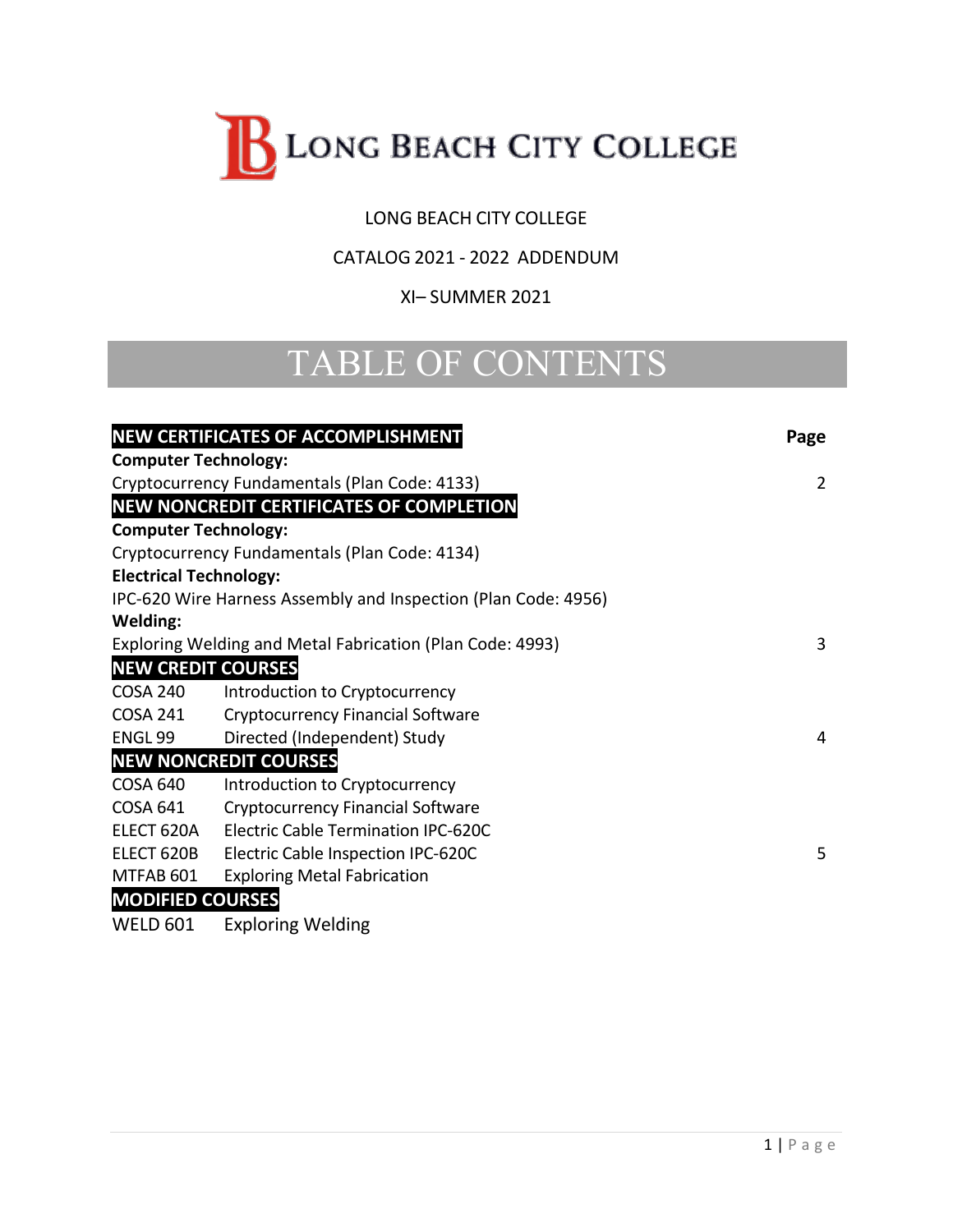# LONG BEACH CITY COLLEGE

LONG BEACH CITY COLLEGE

CATALOG 2021 - 2022 ADDENDUM

XI– SUMMER 2021

## TABLE OF CONTENTS

| NEW CERTIFICATES OF ACCOMPLISHMENT | | Page |
|---|---|---|
| **Computer Technology:** | | |
| Cryptocurrency Fundamentals (Plan Code: 4133) | | 2 |
| **NEW NONCREDIT CERTIFICATES OF COMPLETION** | | |
| **Computer Technology:** | | |
| Cryptocurrency Fundamentals (Plan Code: 4134) | | |
| **Electrical Technology:** | | |
| IPC-620 Wire Harness Assembly and Inspection (Plan Code: 4956) | | |
| **Welding:** | | |
| Exploring Welding and Metal Fabrication (Plan Code: 4993) | | 3 |
| **NEW CREDIT COURSES** | | |
| COSA 240 | Introduction to Cryptocurrency | |
| COSA 241 | Cryptocurrency Financial Software | |
| ENGL 99 | Directed (Independent) Study | 4 |
| **NEW NONCREDIT COURSES** | | |
| COSA 640 | Introduction to Cryptocurrency | |
| COSA 641 | Cryptocurrency Financial Software | |
| ELECT 620A | Electric Cable Termination IPC-620C | |
| ELECT 620B | Electric Cable Inspection IPC-620C | 5 |
| MTFAB 601 | Exploring Metal Fabrication | |
| **MODIFIED COURSES** | | |
| WELD 601 | Exploring Welding | |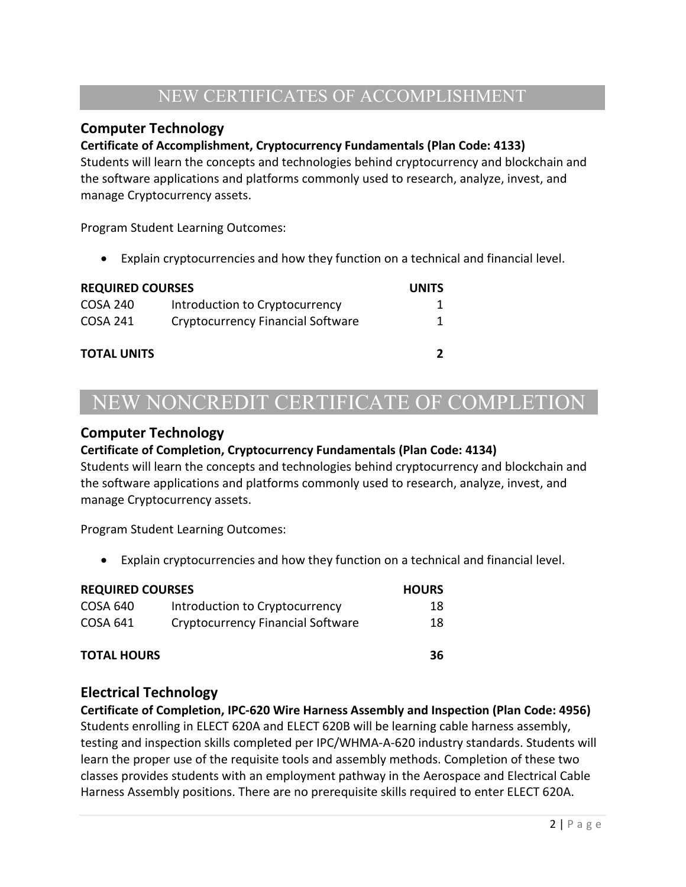# NEW CERTIFICATES OF ACCOMPLISHMENT

## Computer Technology

**Certificate of Accomplishment, Cryptocurrency Fundamentals (Plan Code: 4133)**

Students will learn the concepts and technologies behind cryptocurrency and blockchain and the software applications and platforms commonly used to research, analyze, invest, and manage Cryptocurrency assets.

Program Student Learning Outcomes:

- Explain cryptocurrencies and how they function on a technical and financial level.

| REQUIRED COURSES | | UNITS |
|---|---|---|
| COSA 240 | Introduction to Cryptocurrency | 1 |
| COSA 241 | Cryptocurrency Financial Software | 1 |
| **TOTAL UNITS** | | **2** |

# NEW NONCREDIT CERTIFICATE OF COMPLETION

## Computer Technology

**Certificate of Completion, Cryptocurrency Fundamentals (Plan Code: 4134)**

Students will learn the concepts and technologies behind cryptocurrency and blockchain and the software applications and platforms commonly used to research, analyze, invest, and manage Cryptocurrency assets.

Program Student Learning Outcomes:

- Explain cryptocurrencies and how they function on a technical and financial level.

| REQUIRED COURSES | | HOURS |
|---|---|---|
| COSA 640 | Introduction to Cryptocurrency | 18 |
| COSA 641 | Cryptocurrency Financial Software | 18 |
| **TOTAL HOURS** | | **36** |

## Electrical Technology

**Certificate of Completion, IPC-620 Wire Harness Assembly and Inspection (Plan Code: 4956)**

Students enrolling in ELECT 620A and ELECT 620B will be learning cable harness assembly, testing and inspection skills completed per IPC/WHMA-A-620 industry standards. Students will learn the proper use of the requisite tools and assembly methods. Completion of these two classes provides students with an employment pathway in the Aerospace and Electrical Cable Harness Assembly positions. There are no prerequisite skills required to enter ELECT 620A.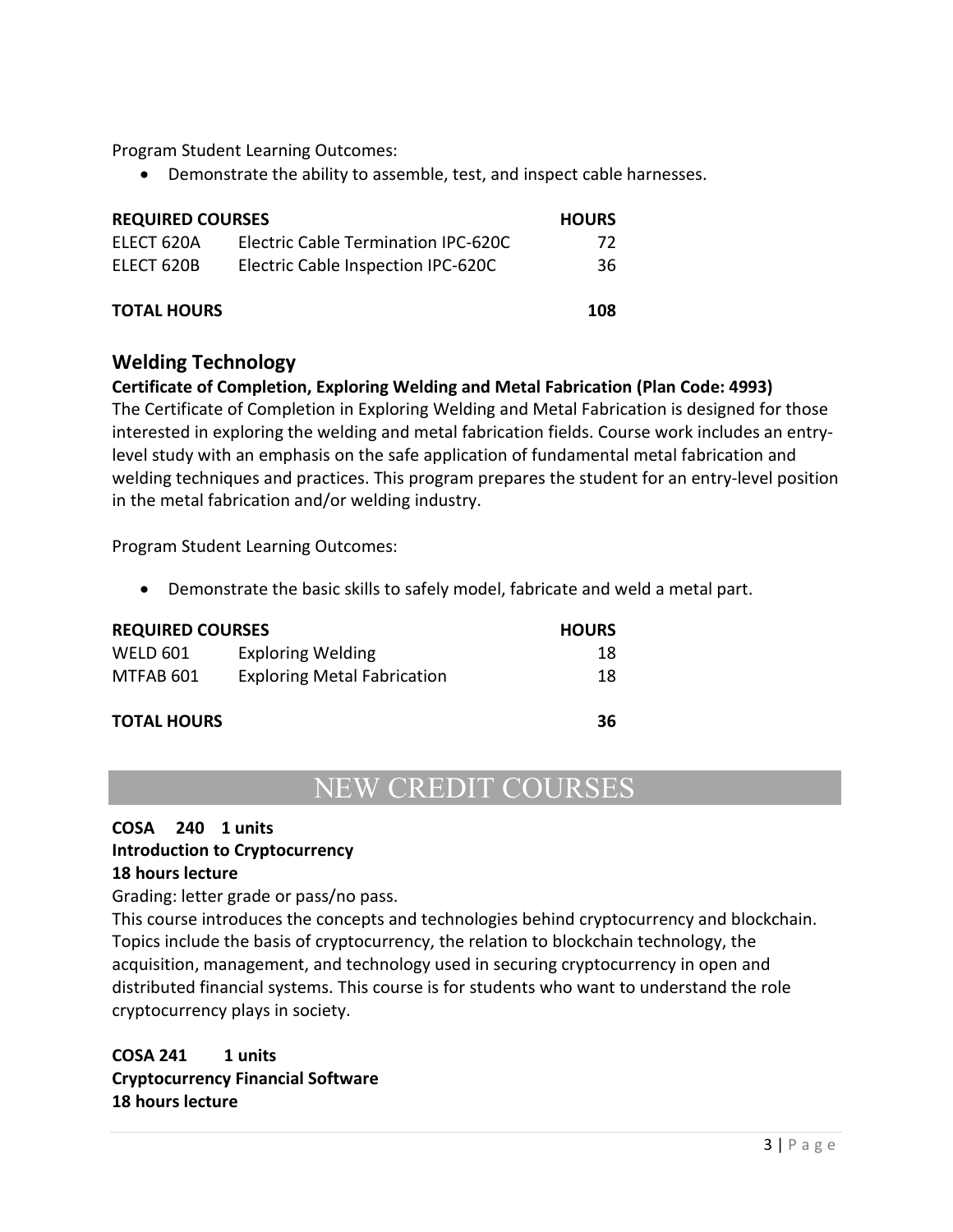Program Student Learning Outcomes:

- Demonstrate the ability to assemble, test, and inspect cable harnesses.

| REQUIRED COURSES | | HOURS |
|---|---|---|
| ELECT 620A | Electric Cable Termination IPC-620C | 72 |
| ELECT 620B | Electric Cable Inspection IPC-620C | 36 |
| **TOTAL HOURS** | | **108** |

## Welding Technology

**Certificate of Completion, Exploring Welding and Metal Fabrication (Plan Code: 4993)**

The Certificate of Completion in Exploring Welding and Metal Fabrication is designed for those interested in exploring the welding and metal fabrication fields. Course work includes an entry-level study with an emphasis on the safe application of fundamental metal fabrication and welding techniques and practices. This program prepares the student for an entry-level position in the metal fabrication and/or welding industry.

Program Student Learning Outcomes:

- Demonstrate the basic skills to safely model, fabricate and weld a metal part.

| REQUIRED COURSES | | HOURS |
|---|---|---|
| WELD 601 | Exploring Welding | 18 |
| MTFAB 601 | Exploring Metal Fabrication | 18 |
| **TOTAL HOURS** | | **36** |

# NEW CREDIT COURSES

**COSA 240 1 units**
**Introduction to Cryptocurrency**
**18 hours lecture**

Grading: letter grade or pass/no pass.

This course introduces the concepts and technologies behind cryptocurrency and blockchain. Topics include the basis of cryptocurrency, the relation to blockchain technology, the acquisition, management, and technology used in securing cryptocurrency in open and distributed financial systems. This course is for students who want to understand the role cryptocurrency plays in society.

**COSA 241 1 units**
**Cryptocurrency Financial Software**
**18 hours lecture**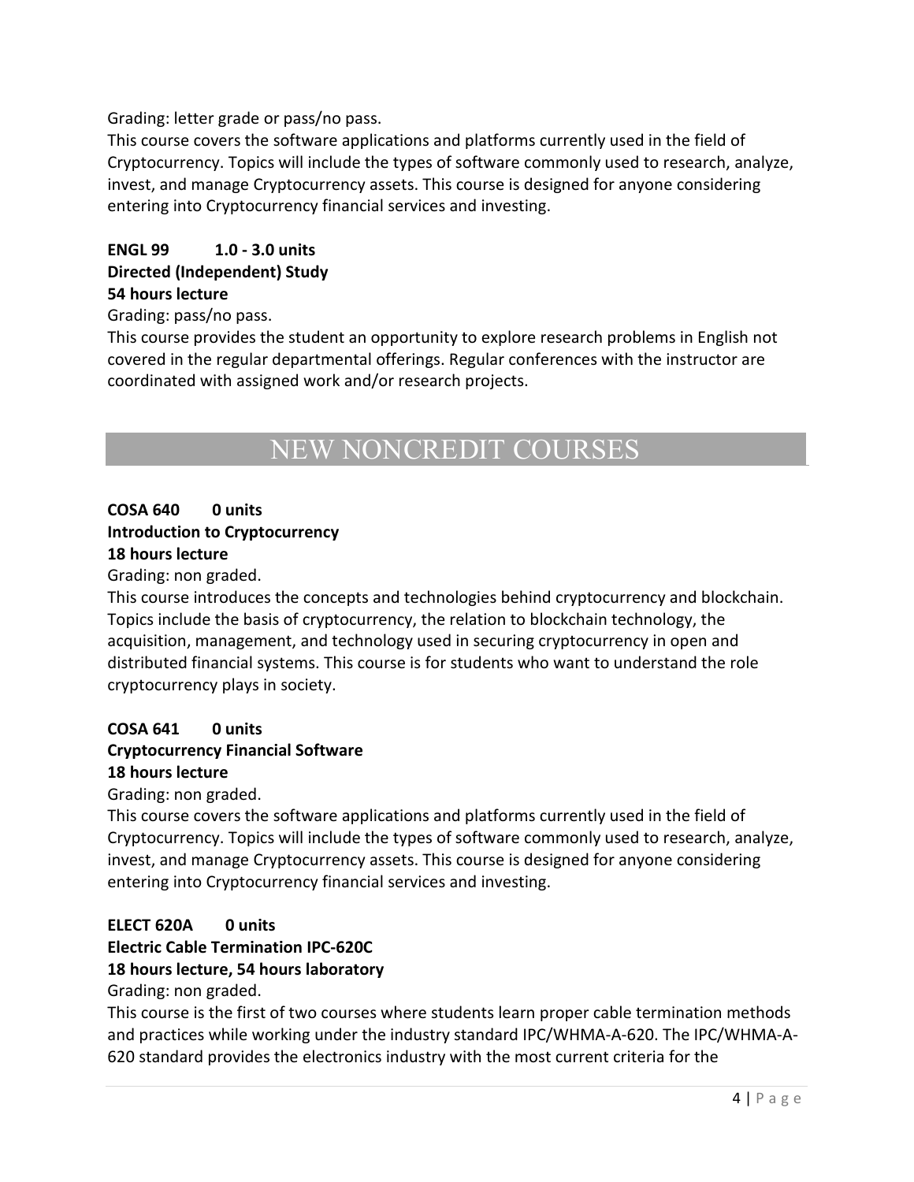Grading: letter grade or pass/no pass.

This course covers the software applications and platforms currently used in the field of Cryptocurrency. Topics will include the types of software commonly used to research, analyze, invest, and manage Cryptocurrency assets. This course is designed for anyone considering entering into Cryptocurrency financial services and investing.

**ENGL 99 1.0 - 3.0 units**
**Directed (Independent) Study**
**54 hours lecture**

Grading: pass/no pass.

This course provides the student an opportunity to explore research problems in English not covered in the regular departmental offerings. Regular conferences with the instructor are coordinated with assigned work and/or research projects.

## NEW NONCREDIT COURSES

**COSA 640 0 units**
**Introduction to Cryptocurrency**
**18 hours lecture**

Grading: non graded.

This course introduces the concepts and technologies behind cryptocurrency and blockchain. Topics include the basis of cryptocurrency, the relation to blockchain technology, the acquisition, management, and technology used in securing cryptocurrency in open and distributed financial systems. This course is for students who want to understand the role cryptocurrency plays in society.

**COSA 641 0 units**
**Cryptocurrency Financial Software**
**18 hours lecture**

Grading: non graded.

This course covers the software applications and platforms currently used in the field of Cryptocurrency. Topics will include the types of software commonly used to research, analyze, invest, and manage Cryptocurrency assets. This course is designed for anyone considering entering into Cryptocurrency financial services and investing.

**ELECT 620A 0 units**
**Electric Cable Termination IPC-620C**
**18 hours lecture, 54 hours laboratory**

Grading: non graded.

This course is the first of two courses where students learn proper cable termination methods and practices while working under the industry standard IPC/WHMA-A-620. The IPC/WHMA-A-620 standard provides the electronics industry with the most current criteria for the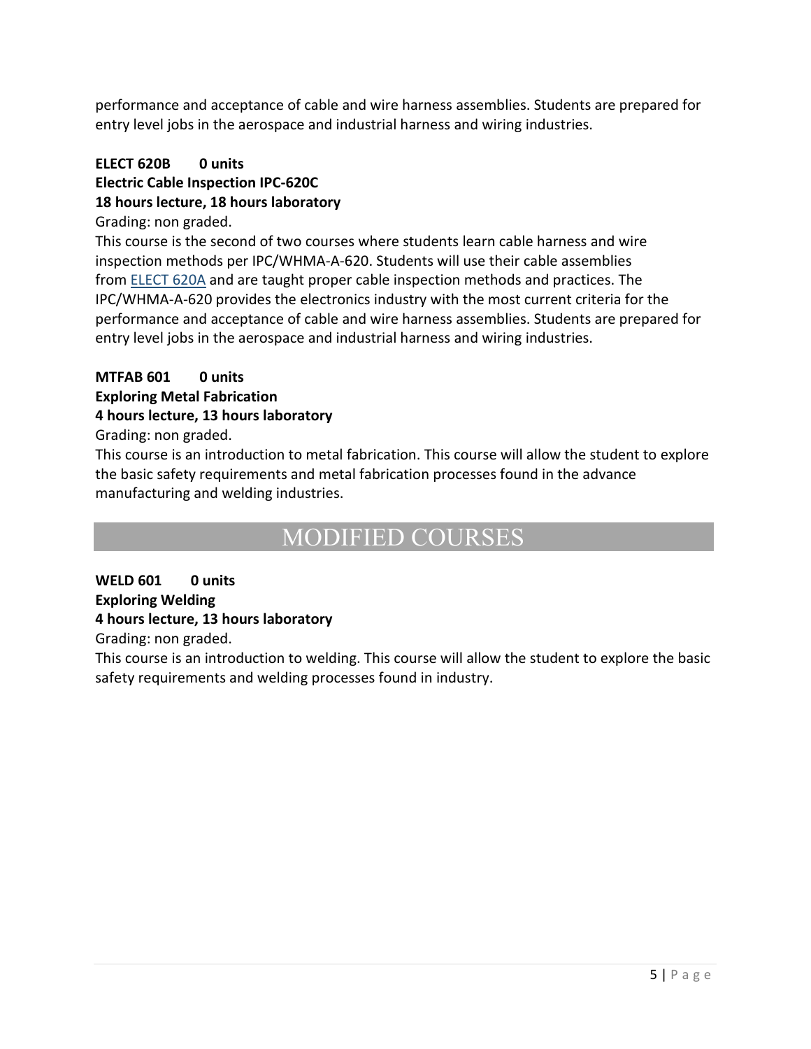performance and acceptance of cable and wire harness assemblies. Students are prepared for entry level jobs in the aerospace and industrial harness and wiring industries.

**ELECT 620B 0 units**
**Electric Cable Inspection IPC-620C**
**18 hours lecture, 18 hours laboratory**
Grading: non graded.
This course is the second of two courses where students learn cable harness and wire inspection methods per IPC/WHMA-A-620. Students will use their cable assemblies from ELECT 620A and are taught proper cable inspection methods and practices. The IPC/WHMA-A-620 provides the electronics industry with the most current criteria for the performance and acceptance of cable and wire harness assemblies. Students are prepared for entry level jobs in the aerospace and industrial harness and wiring industries.

**MTFAB 601 0 units**
**Exploring Metal Fabrication**
**4 hours lecture, 13 hours laboratory**
Grading: non graded.
This course is an introduction to metal fabrication. This course will allow the student to explore the basic safety requirements and metal fabrication processes found in the advance manufacturing and welding industries.

# MODIFIED COURSES

**WELD 601 0 units**
**Exploring Welding**
**4 hours lecture, 13 hours laboratory**
Grading: non graded.
This course is an introduction to welding. This course will allow the student to explore the basic safety requirements and welding processes found in industry.